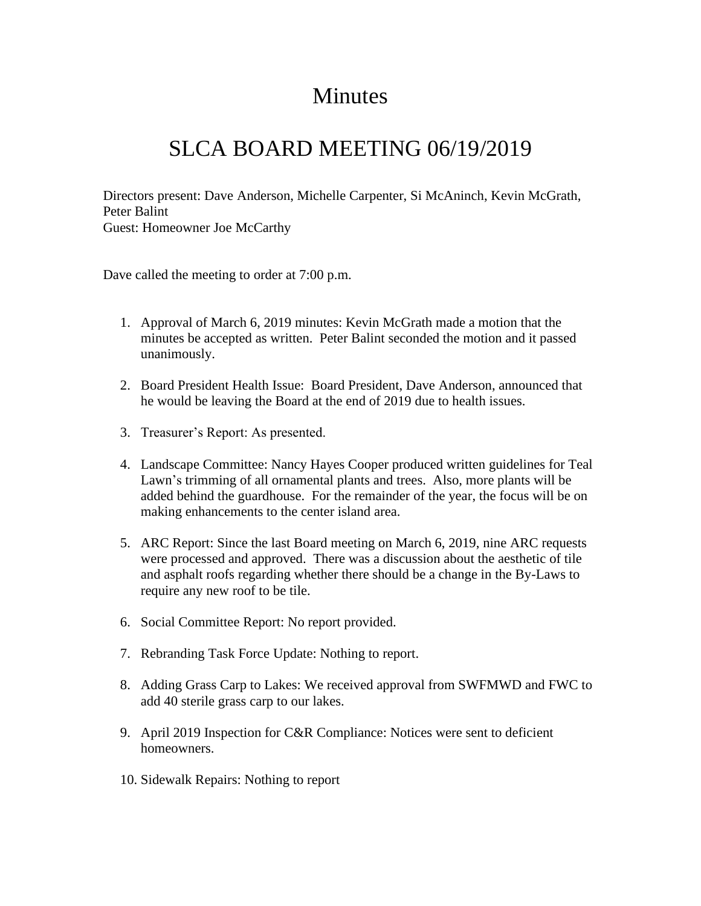# Minutes

# SLCA BOARD MEETING 06/19/2019

Directors present: Dave Anderson, Michelle Carpenter, Si McAninch, Kevin McGrath, Peter Balint
Guest: Homeowner Joe McCarthy

Dave called the meeting to order at 7:00 p.m.

1. Approval of March 6, 2019 minutes: Kevin McGrath made a motion that the minutes be accepted as written. Peter Balint seconded the motion and it passed unanimously.

2. Board President Health Issue: Board President, Dave Anderson, announced that he would be leaving the Board at the end of 2019 due to health issues.

3. Treasurer's Report: As presented.

4. Landscape Committee: Nancy Hayes Cooper produced written guidelines for Teal Lawn's trimming of all ornamental plants and trees. Also, more plants will be added behind the guardhouse. For the remainder of the year, the focus will be on making enhancements to the center island area.

5. ARC Report: Since the last Board meeting on March 6, 2019, nine ARC requests were processed and approved. There was a discussion about the aesthetic of tile and asphalt roofs regarding whether there should be a change in the By-Laws to require any new roof to be tile.

6. Social Committee Report: No report provided.

7. Rebranding Task Force Update: Nothing to report.

8. Adding Grass Carp to Lakes: We received approval from SWFMWD and FWC to add 40 sterile grass carp to our lakes.

9. April 2019 Inspection for C&R Compliance: Notices were sent to deficient homeowners.

10. Sidewalk Repairs: Nothing to report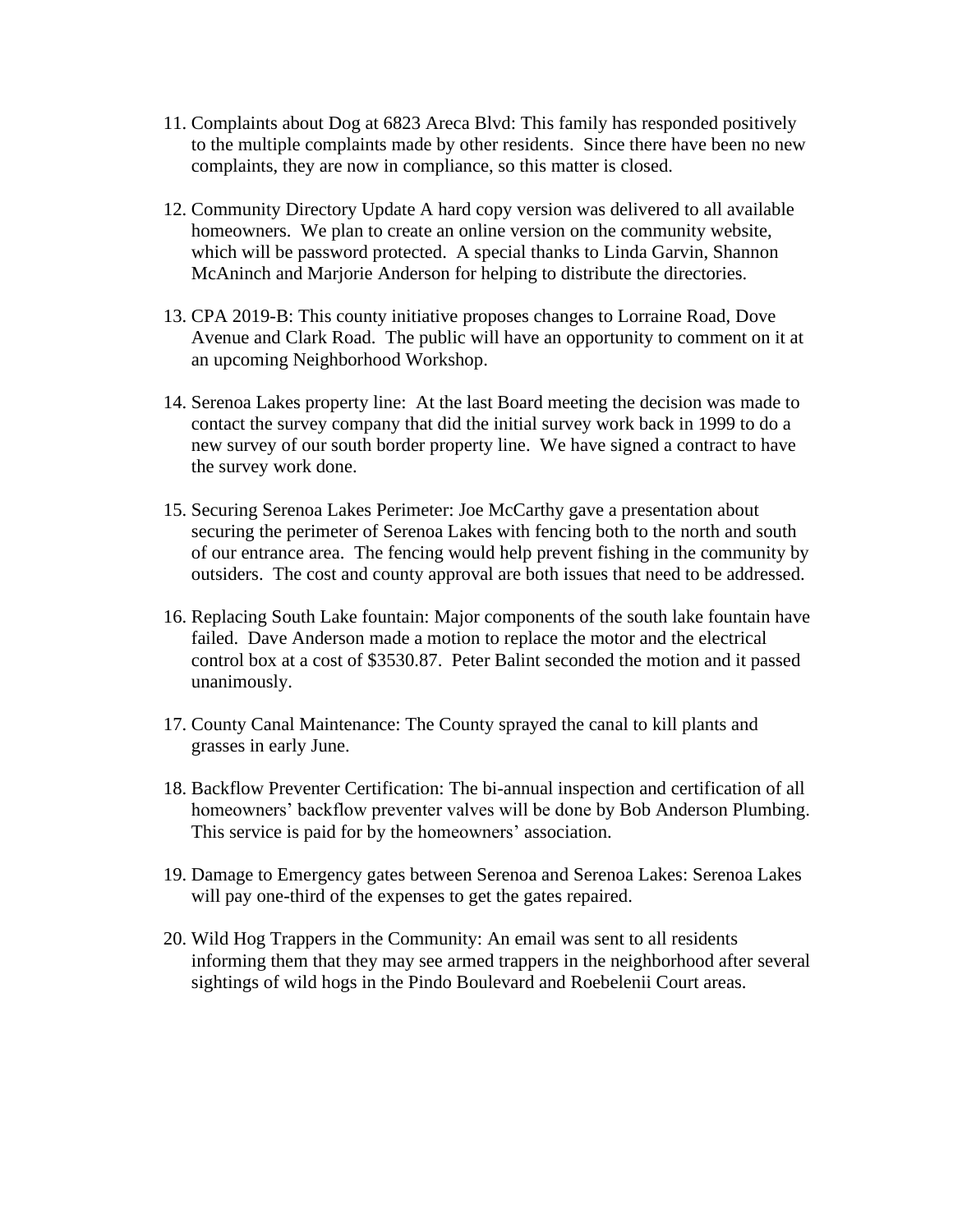11. Complaints about Dog at 6823 Areca Blvd: This family has responded positively to the multiple complaints made by other residents. Since there have been no new complaints, they are now in compliance, so this matter is closed.

12. Community Directory Update A hard copy version was delivered to all available homeowners. We plan to create an online version on the community website, which will be password protected. A special thanks to Linda Garvin, Shannon McAninch and Marjorie Anderson for helping to distribute the directories.

13. CPA 2019-B: This county initiative proposes changes to Lorraine Road, Dove Avenue and Clark Road. The public will have an opportunity to comment on it at an upcoming Neighborhood Workshop.

14. Serenoa Lakes property line: At the last Board meeting the decision was made to contact the survey company that did the initial survey work back in 1999 to do a new survey of our south border property line. We have signed a contract to have the survey work done.

15. Securing Serenoa Lakes Perimeter: Joe McCarthy gave a presentation about securing the perimeter of Serenoa Lakes with fencing both to the north and south of our entrance area. The fencing would help prevent fishing in the community by outsiders. The cost and county approval are both issues that need to be addressed.

16. Replacing South Lake fountain: Major components of the south lake fountain have failed. Dave Anderson made a motion to replace the motor and the electrical control box at a cost of $3530.87. Peter Balint seconded the motion and it passed unanimously.

17. County Canal Maintenance: The County sprayed the canal to kill plants and grasses in early June.

18. Backflow Preventer Certification: The bi-annual inspection and certification of all homeowners' backflow preventer valves will be done by Bob Anderson Plumbing. This service is paid for by the homeowners' association.

19. Damage to Emergency gates between Serenoa and Serenoa Lakes: Serenoa Lakes will pay one-third of the expenses to get the gates repaired.

20. Wild Hog Trappers in the Community: An email was sent to all residents informing them that they may see armed trappers in the neighborhood after several sightings of wild hogs in the Pindo Boulevard and Roebelenii Court areas.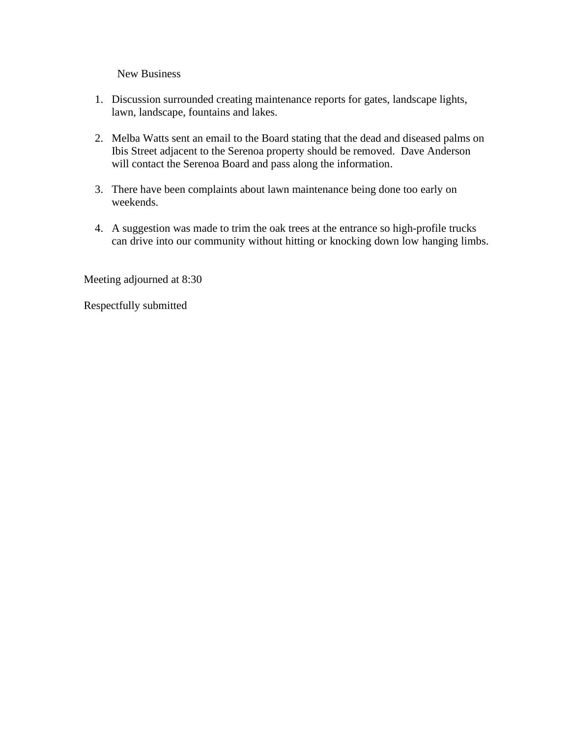New Business

1. Discussion surrounded creating maintenance reports for gates, landscape lights, lawn, landscape, fountains and lakes.

2. Melba Watts sent an email to the Board stating that the dead and diseased palms on Ibis Street adjacent to the Serenoa property should be removed. Dave Anderson will contact the Serenoa Board and pass along the information.

3. There have been complaints about lawn maintenance being done too early on weekends.

4. A suggestion was made to trim the oak trees at the entrance so high-profile trucks can drive into our community without hitting or knocking down low hanging limbs.

Meeting adjourned at 8:30

Respectfully submitted